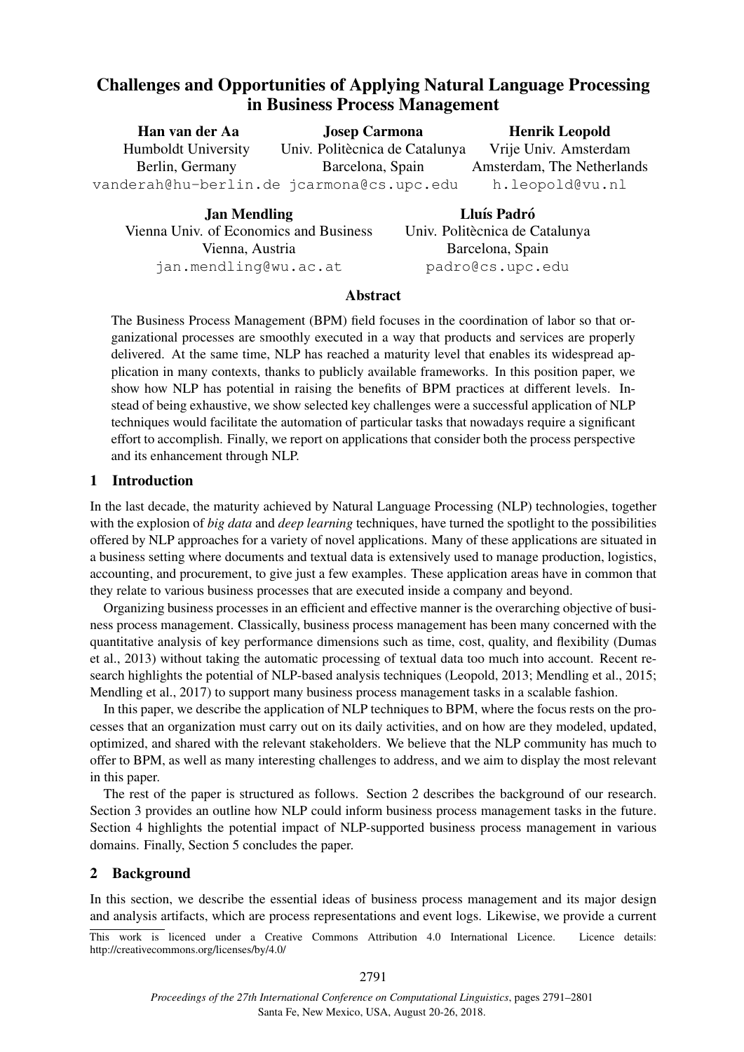# Challenges and Opportunities of Applying Natural Language Processing in Business Process Management

**Han van der Aa**
Humboldt University
Berlin, Germany
vanderah@hu-berlin.de

**Josep Carmona**
Univ. Politècnica de Catalunya
Barcelona, Spain
jcarmona@cs.upc.edu

**Henrik Leopold**
Vrije Univ. Amsterdam
Amsterdam, The Netherlands
h.leopold@vu.nl

**Jan Mendling**
Vienna Univ. of Economics and Business
Vienna, Austria
jan.mendling@wu.ac.at

**Lluís Padró**
Univ. Politècnica de Catalunya
Barcelona, Spain
padro@cs.upc.edu

## Abstract

The Business Process Management (BPM) field focuses in the coordination of labor so that organizational processes are smoothly executed in a way that products and services are properly delivered. At the same time, NLP has reached a maturity level that enables its widespread application in many contexts, thanks to publicly available frameworks. In this position paper, we show how NLP has potential in raising the benefits of BPM practices at different levels. Instead of being exhaustive, we show selected key challenges were a successful application of NLP techniques would facilitate the automation of particular tasks that nowadays require a significant effort to accomplish. Finally, we report on applications that consider both the process perspective and its enhancement through NLP.

## 1 Introduction

In the last decade, the maturity achieved by Natural Language Processing (NLP) technologies, together with the explosion of *big data* and *deep learning* techniques, have turned the spotlight to the possibilities offered by NLP approaches for a variety of novel applications. Many of these applications are situated in a business setting where documents and textual data is extensively used to manage production, logistics, accounting, and procurement, to give just a few examples. These application areas have in common that they relate to various business processes that are executed inside a company and beyond.

Organizing business processes in an efficient and effective manner is the overarching objective of business process management. Classically, business process management has been many concerned with the quantitative analysis of key performance dimensions such as time, cost, quality, and flexibility (Dumas et al., 2013) without taking the automatic processing of textual data too much into account. Recent research highlights the potential of NLP-based analysis techniques (Leopold, 2013; Mendling et al., 2015; Mendling et al., 2017) to support many business process management tasks in a scalable fashion.

In this paper, we describe the application of NLP techniques to BPM, where the focus rests on the processes that an organization must carry out on its daily activities, and on how are they modeled, updated, optimized, and shared with the relevant stakeholders. We believe that the NLP community has much to offer to BPM, as well as many interesting challenges to address, and we aim to display the most relevant in this paper.

The rest of the paper is structured as follows. Section 2 describes the background of our research. Section 3 provides an outline how NLP could inform business process management tasks in the future. Section 4 highlights the potential impact of NLP-supported business process management in various domains. Finally, Section 5 concludes the paper.

## 2 Background

In this section, we describe the essential ideas of business process management and its major design and analysis artifacts, which are process representations and event logs. Likewise, we provide a current

This work is licenced under a Creative Commons Attribution 4.0 International Licence. Licence details: http://creativecommons.org/licenses/by/4.0/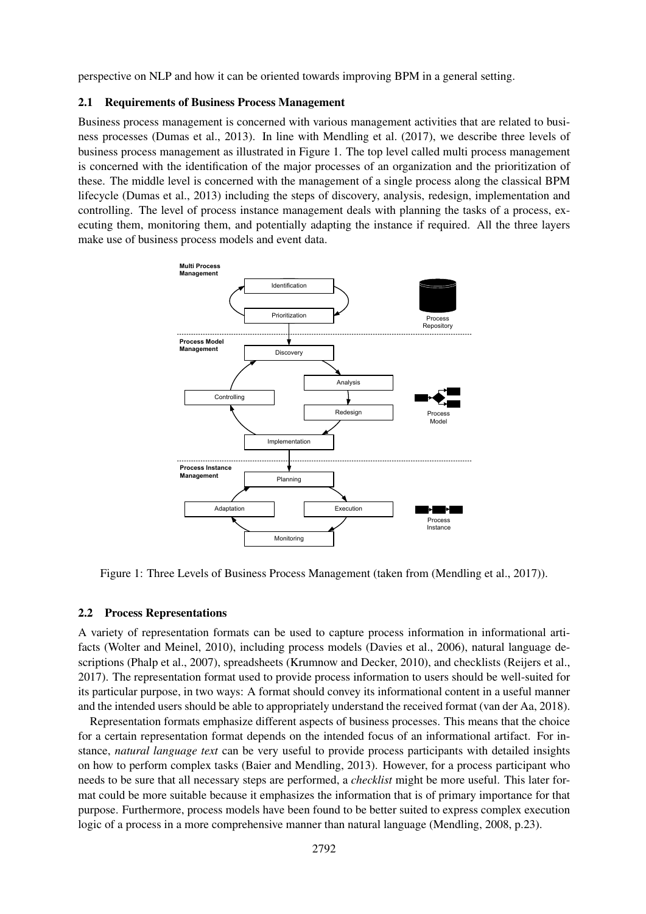perspective on NLP and how it can be oriented towards improving BPM in a general setting.

### 2.1 Requirements of Business Process Management

Business process management is concerned with various management activities that are related to business processes (Dumas et al., 2013). In line with Mendling et al. (2017), we describe three levels of business process management as illustrated in Figure 1. The top level called multi process management is concerned with the identification of the major processes of an organization and the prioritization of these. The middle level is concerned with the management of a single process along the classical BPM lifecycle (Dumas et al., 2013) including the steps of discovery, analysis, redesign, implementation and controlling. The level of process instance management deals with planning the tasks of a process, executing them, monitoring them, and potentially adapting the instance if required. All the three layers make use of business process models and event data.

Figure 1: Three Levels of Business Process Management (taken from (Mendling et al., 2017)).

### 2.2 Process Representations

A variety of representation formats can be used to capture process information in informational artifacts (Wolter and Meinel, 2010), including process models (Davies et al., 2006), natural language descriptions (Phalp et al., 2007), spreadsheets (Krumnow and Decker, 2010), and checklists (Reijers et al., 2017). The representation format used to provide process information to users should be well-suited for its particular purpose, in two ways: A format should convey its informational content in a useful manner and the intended users should be able to appropriately understand the received format (van der Aa, 2018).

Representation formats emphasize different aspects of business processes. This means that the choice for a certain representation format depends on the intended focus of an informational artifact. For instance, *natural language text* can be very useful to provide process participants with detailed insights on how to perform complex tasks (Baier and Mendling, 2013). However, for a process participant who needs to be sure that all necessary steps are performed, a *checklist* might be more useful. This later format could be more suitable because it emphasizes the information that is of primary importance for that purpose. Furthermore, process models have been found to be better suited to express complex execution logic of a process in a more comprehensive manner than natural language (Mendling, 2008, p.23).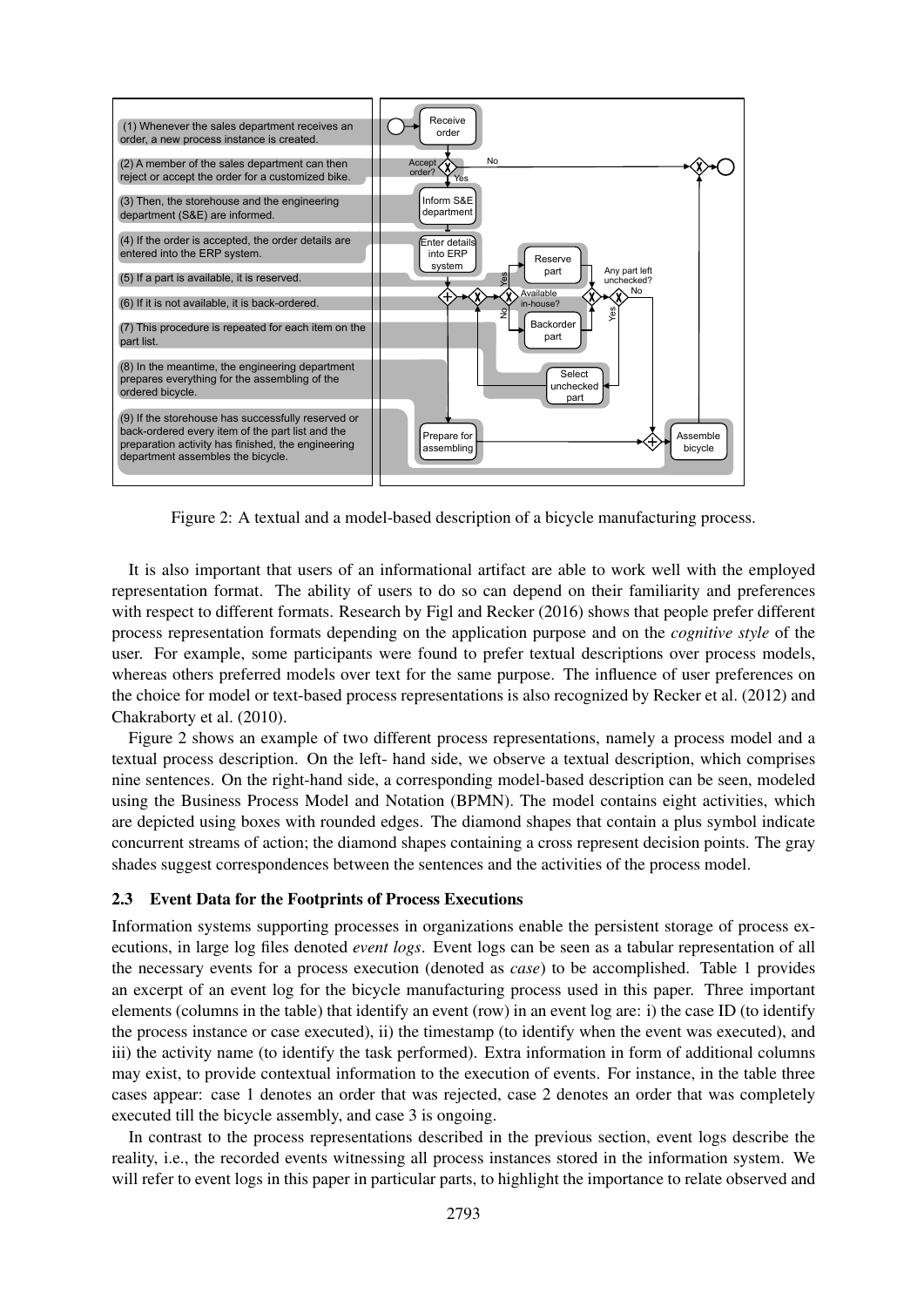Figure 2: A textual and a model-based description of a bicycle manufacturing process.

It is also important that users of an informational artifact are able to work well with the employed representation format. The ability of users to do so can depend on their familiarity and preferences with respect to different formats. Research by Figl and Recker (2016) shows that people prefer different process representation formats depending on the application purpose and on the *cognitive style* of the user. For example, some participants were found to prefer textual descriptions over process models, whereas others preferred models over text for the same purpose. The influence of user preferences on the choice for model or text-based process representations is also recognized by Recker et al. (2012) and Chakraborty et al. (2010).

Figure 2 shows an example of two different process representations, namely a process model and a textual process description. On the left- hand side, we observe a textual description, which comprises nine sentences. On the right-hand side, a corresponding model-based description can be seen, modeled using the Business Process Model and Notation (BPMN). The model contains eight activities, which are depicted using boxes with rounded edges. The diamond shapes that contain a plus symbol indicate concurrent streams of action; the diamond shapes containing a cross represent decision points. The gray shades suggest correspondences between the sentences and the activities of the process model.

### 2.3 Event Data for the Footprints of Process Executions

Information systems supporting processes in organizations enable the persistent storage of process executions, in large log files denoted *event logs*. Event logs can be seen as a tabular representation of all the necessary events for a process execution (denoted as *case*) to be accomplished. Table 1 provides an excerpt of an event log for the bicycle manufacturing process used in this paper. Three important elements (columns in the table) that identify an event (row) in an event log are: i) the case ID (to identify the process instance or case executed), ii) the timestamp (to identify when the event was executed), and iii) the activity name (to identify the task performed). Extra information in form of additional columns may exist, to provide contextual information to the execution of events. For instance, in the table three cases appear: case 1 denotes an order that was rejected, case 2 denotes an order that was completely executed till the bicycle assembly, and case 3 is ongoing.

In contrast to the process representations described in the previous section, event logs describe the reality, i.e., the recorded events witnessing all process instances stored in the information system. We will refer to event logs in this paper in particular parts, to highlight the importance to relate observed and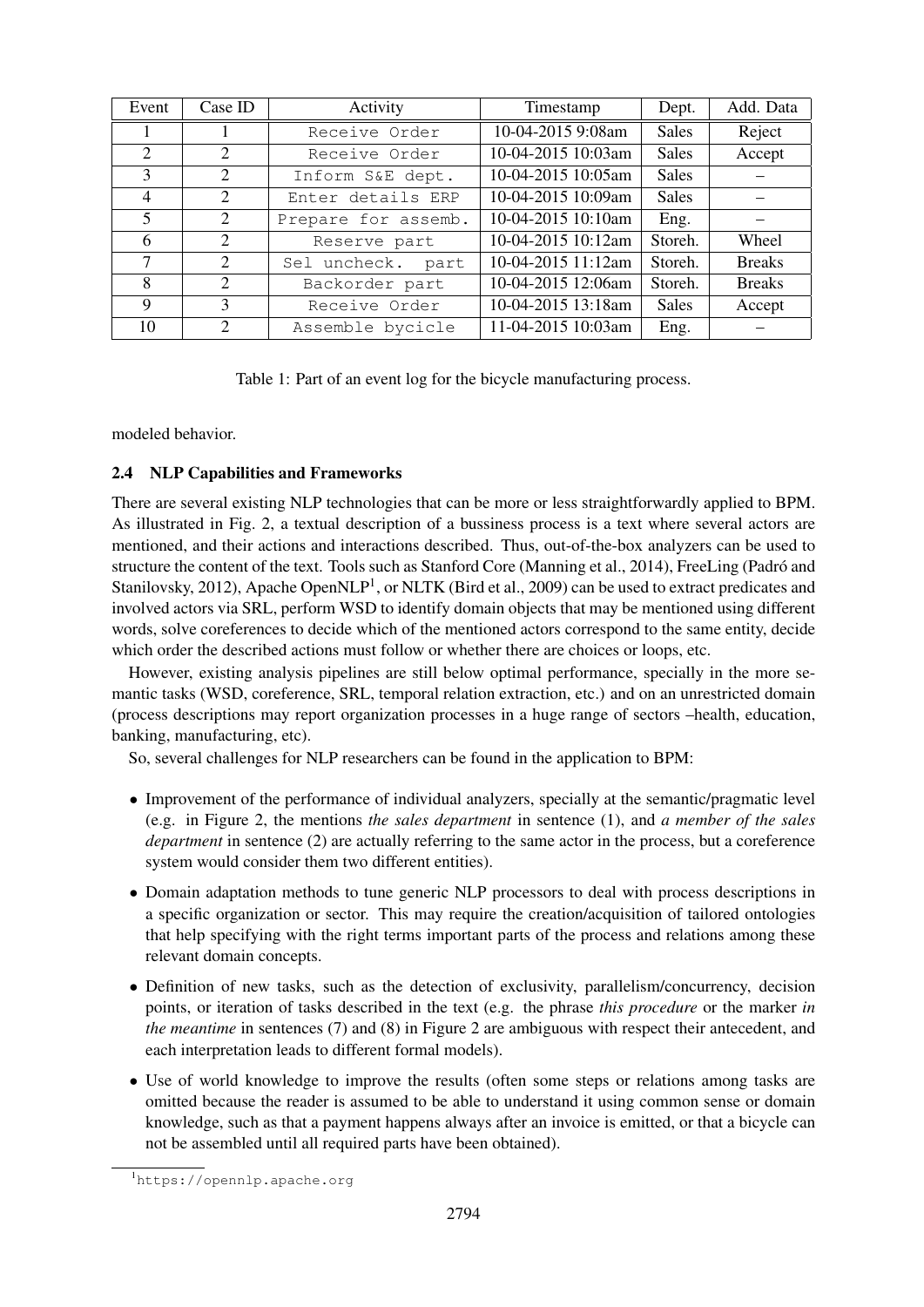| Event | Case ID | Activity | Timestamp | Dept. | Add. Data |
| --- | --- | --- | --- | --- | --- |
| 1 | 1 | Receive Order | 10-04-2015 9:08am | Sales | Reject |
| 2 | 2 | Receive Order | 10-04-2015 10:03am | Sales | Accept |
| 3 | 2 | Inform S&E dept. | 10-04-2015 10:05am | Sales | – |
| 4 | 2 | Enter details ERP | 10-04-2015 10:09am | Sales | – |
| 5 | 2 | Prepare for assemb. | 10-04-2015 10:10am | Eng. | – |
| 6 | 2 | Reserve part | 10-04-2015 10:12am | Storeh. | Wheel |
| 7 | 2 | Sel uncheck. part | 10-04-2015 11:12am | Storeh. | Breaks |
| 8 | 2 | Backorder part | 10-04-2015 12:06am | Storeh. | Breaks |
| 9 | 3 | Receive Order | 10-04-2015 13:18am | Sales | Accept |
| 10 | 2 | Assemble bycicle | 11-04-2015 10:03am | Eng. | – |

Table 1: Part of an event log for the bicycle manufacturing process.

modeled behavior.

### 2.4 NLP Capabilities and Frameworks

There are several existing NLP technologies that can be more or less straightforwardly applied to BPM. As illustrated in Fig. 2, a textual description of a bussiness process is a text where several actors are mentioned, and their actions and interactions described. Thus, out-of-the-box analyzers can be used to structure the content of the text. Tools such as Stanford Core (Manning et al., 2014), FreeLing (Padró and Stanilovsky, 2012), Apache OpenNLP[1], or NLTK (Bird et al., 2009) can be used to extract predicates and involved actors via SRL, perform WSD to identify domain objects that may be mentioned using different words, solve coreferences to decide which of the mentioned actors correspond to the same entity, decide which order the described actions must follow or whether there are choices or loops, etc.

However, existing analysis pipelines are still below optimal performance, specially in the more semantic tasks (WSD, coreference, SRL, temporal relation extraction, etc.) and on an unrestricted domain (process descriptions may report organization processes in a huge range of sectors –health, education, banking, manufacturing, etc).

So, several challenges for NLP researchers can be found in the application to BPM:

- Improvement of the performance of individual analyzers, specially at the semantic/pragmatic level (e.g. in Figure 2, the mentions *the sales department* in sentence (1), and *a member of the sales department* in sentence (2) are actually referring to the same actor in the process, but a coreference system would consider them two different entities).
- Domain adaptation methods to tune generic NLP processors to deal with process descriptions in a specific organization or sector. This may require the creation/acquisition of tailored ontologies that help specifying with the right terms important parts of the process and relations among these relevant domain concepts.
- Definition of new tasks, such as the detection of exclusivity, parallelism/concurrency, decision points, or iteration of tasks described in the text (e.g. the phrase *this procedure* or the marker *in the meantime* in sentences (7) and (8) in Figure 2 are ambiguous with respect their antecedent, and each interpretation leads to different formal models).
- Use of world knowledge to improve the results (often some steps or relations among tasks are omitted because the reader is assumed to be able to understand it using common sense or domain knowledge, such as that a payment happens always after an invoice is emitted, or that a bicycle can not be assembled until all required parts have been obtained).

[1] https://opennlp.apache.org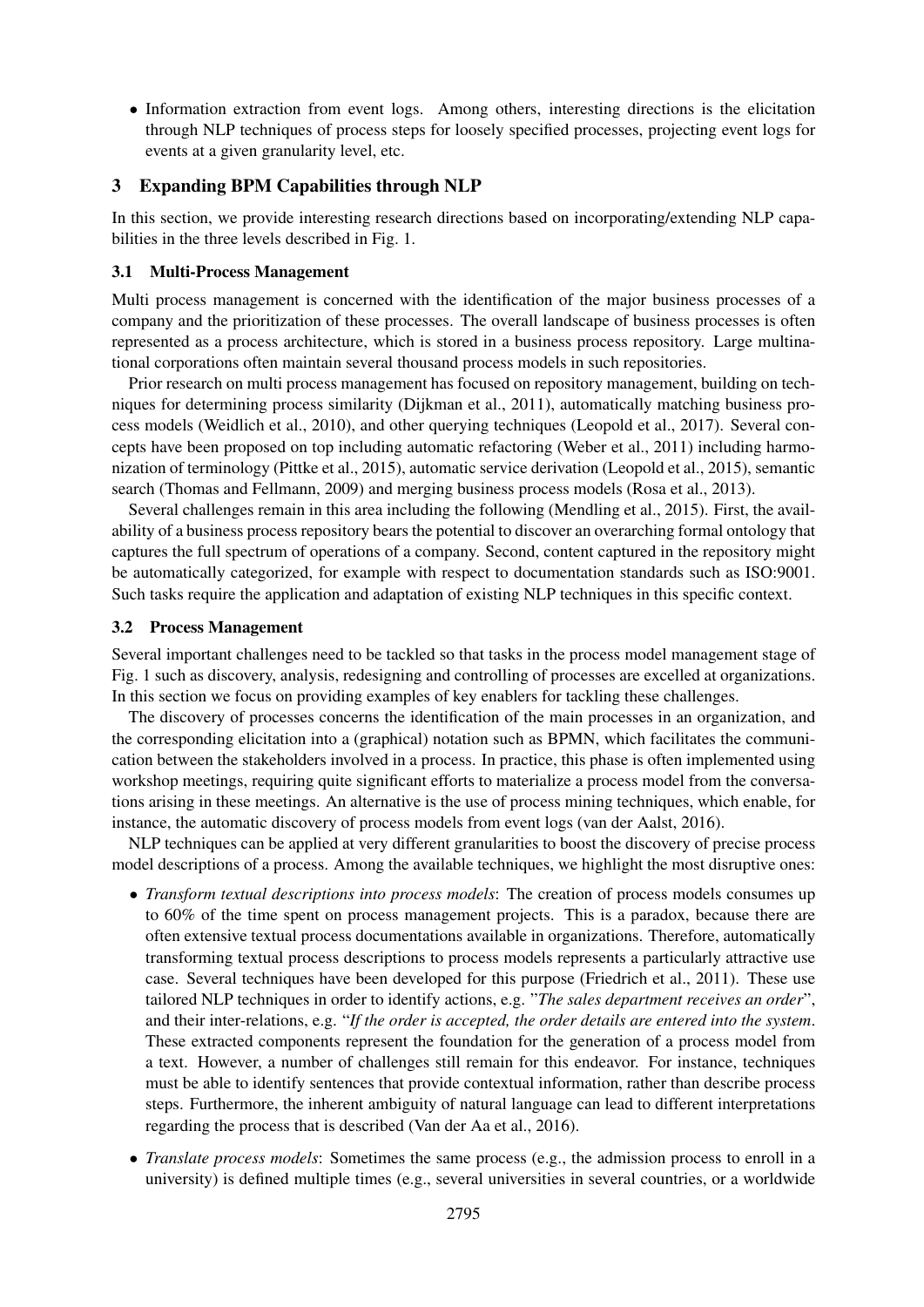- Information extraction from event logs. Among others, interesting directions is the elicitation through NLP techniques of process steps for loosely specified processes, projecting event logs for events at a given granularity level, etc.

## 3 Expanding BPM Capabilities through NLP

In this section, we provide interesting research directions based on incorporating/extending NLP capabilities in the three levels described in Fig. 1.

### 3.1 Multi-Process Management

Multi process management is concerned with the identification of the major business processes of a company and the prioritization of these processes. The overall landscape of business processes is often represented as a process architecture, which is stored in a business process repository. Large multinational corporations often maintain several thousand process models in such repositories.

Prior research on multi process management has focused on repository management, building on techniques for determining process similarity (Dijkman et al., 2011), automatically matching business process models (Weidlich et al., 2010), and other querying techniques (Leopold et al., 2017). Several concepts have been proposed on top including automatic refactoring (Weber et al., 2011) including harmonization of terminology (Pittke et al., 2015), automatic service derivation (Leopold et al., 2015), semantic search (Thomas and Fellmann, 2009) and merging business process models (Rosa et al., 2013).

Several challenges remain in this area including the following (Mendling et al., 2015). First, the availability of a business process repository bears the potential to discover an overarching formal ontology that captures the full spectrum of operations of a company. Second, content captured in the repository might be automatically categorized, for example with respect to documentation standards such as ISO:9001. Such tasks require the application and adaptation of existing NLP techniques in this specific context.

### 3.2 Process Management

Several important challenges need to be tackled so that tasks in the process model management stage of Fig. 1 such as discovery, analysis, redesigning and controlling of processes are excelled at organizations. In this section we focus on providing examples of key enablers for tackling these challenges.

The discovery of processes concerns the identification of the main processes in an organization, and the corresponding elicitation into a (graphical) notation such as BPMN, which facilitates the communication between the stakeholders involved in a process. In practice, this phase is often implemented using workshop meetings, requiring quite significant efforts to materialize a process model from the conversations arising in these meetings. An alternative is the use of process mining techniques, which enable, for instance, the automatic discovery of process models from event logs (van der Aalst, 2016).

NLP techniques can be applied at very different granularities to boost the discovery of precise process model descriptions of a process. Among the available techniques, we highlight the most disruptive ones:

- *Transform textual descriptions into process models*: The creation of process models consumes up to 60% of the time spent on process management projects. This is a paradox, because there are often extensive textual process documentations available in organizations. Therefore, automatically transforming textual process descriptions to process models represents a particularly attractive use case. Several techniques have been developed for this purpose (Friedrich et al., 2011). These use tailored NLP techniques in order to identify actions, e.g. "*The sales department receives an order*", and their inter-relations, e.g. "*If the order is accepted, the order details are entered into the system*. These extracted components represent the foundation for the generation of a process model from a text. However, a number of challenges still remain for this endeavor. For instance, techniques must be able to identify sentences that provide contextual information, rather than describe process steps. Furthermore, the inherent ambiguity of natural language can lead to different interpretations regarding the process that is described (Van der Aa et al., 2016).

- *Translate process models*: Sometimes the same process (e.g., the admission process to enroll in a university) is defined multiple times (e.g., several universities in several countries, or a worldwide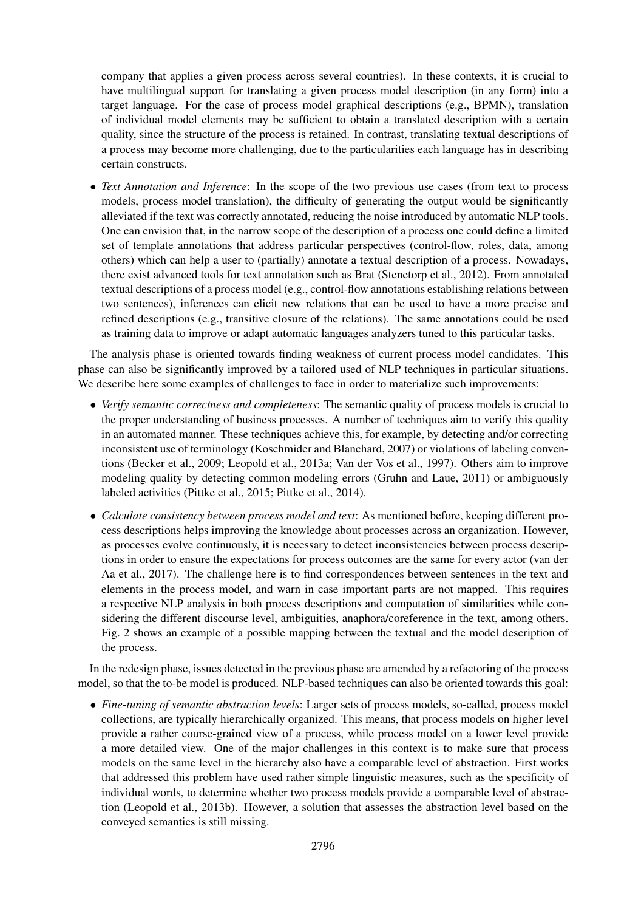company that applies a given process across several countries). In these contexts, it is crucial to have multilingual support for translating a given process model description (in any form) into a target language. For the case of process model graphical descriptions (e.g., BPMN), translation of individual model elements may be sufficient to obtain a translated description with a certain quality, since the structure of the process is retained. In contrast, translating textual descriptions of a process may become more challenging, due to the particularities each language has in describing certain constructs.

- *Text Annotation and Inference*: In the scope of the two previous use cases (from text to process models, process model translation), the difficulty of generating the output would be significantly alleviated if the text was correctly annotated, reducing the noise introduced by automatic NLP tools. One can envision that, in the narrow scope of the description of a process one could define a limited set of template annotations that address particular perspectives (control-flow, roles, data, among others) which can help a user to (partially) annotate a textual description of a process. Nowadays, there exist advanced tools for text annotation such as Brat (Stenetorp et al., 2012). From annotated textual descriptions of a process model (e.g., control-flow annotations establishing relations between two sentences), inferences can elicit new relations that can be used to have a more precise and refined descriptions (e.g., transitive closure of the relations). The same annotations could be used as training data to improve or adapt automatic languages analyzers tuned to this particular tasks.

The analysis phase is oriented towards finding weakness of current process model candidates. This phase can also be significantly improved by a tailored used of NLP techniques in particular situations. We describe here some examples of challenges to face in order to materialize such improvements:

- *Verify semantic correctness and completeness*: The semantic quality of process models is crucial to the proper understanding of business processes. A number of techniques aim to verify this quality in an automated manner. These techniques achieve this, for example, by detecting and/or correcting inconsistent use of terminology (Koschmider and Blanchard, 2007) or violations of labeling conventions (Becker et al., 2009; Leopold et al., 2013a; Van der Vos et al., 1997). Others aim to improve modeling quality by detecting common modeling errors (Gruhn and Laue, 2011) or ambiguously labeled activities (Pittke et al., 2015; Pittke et al., 2014).

- *Calculate consistency between process model and text*: As mentioned before, keeping different process descriptions helps improving the knowledge about processes across an organization. However, as processes evolve continuously, it is necessary to detect inconsistencies between process descriptions in order to ensure the expectations for process outcomes are the same for every actor (van der Aa et al., 2017). The challenge here is to find correspondences between sentences in the text and elements in the process model, and warn in case important parts are not mapped. This requires a respective NLP analysis in both process descriptions and computation of similarities while considering the different discourse level, ambiguities, anaphora/coreference in the text, among others. Fig. 2 shows an example of a possible mapping between the textual and the model description of the process.

In the redesign phase, issues detected in the previous phase are amended by a refactoring of the process model, so that the to-be model is produced. NLP-based techniques can also be oriented towards this goal:

- *Fine-tuning of semantic abstraction levels*: Larger sets of process models, so-called, process model collections, are typically hierarchically organized. This means, that process models on higher level provide a rather course-grained view of a process, while process model on a lower level provide a more detailed view. One of the major challenges in this context is to make sure that process models on the same level in the hierarchy also have a comparable level of abstraction. First works that addressed this problem have used rather simple linguistic measures, such as the specificity of individual words, to determine whether two process models provide a comparable level of abstraction (Leopold et al., 2013b). However, a solution that assesses the abstraction level based on the conveyed semantics is still missing.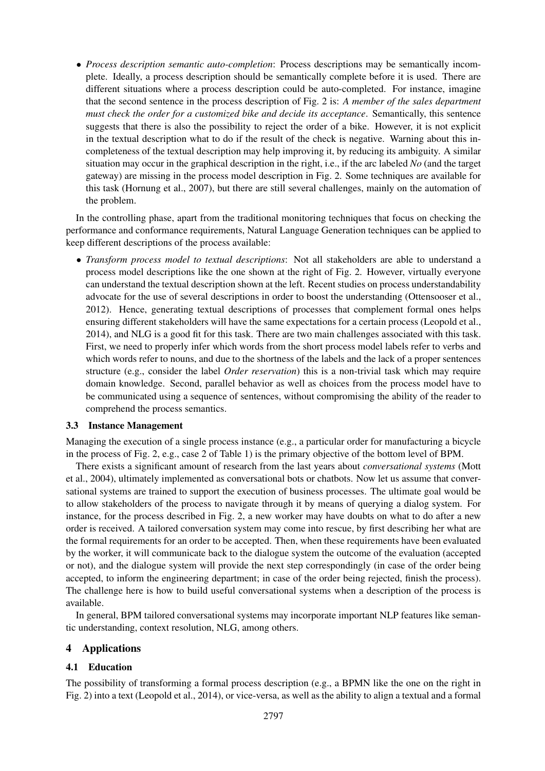- *Process description semantic auto-completion*: Process descriptions may be semantically incomplete. Ideally, a process description should be semantically complete before it is used. There are different situations where a process description could be auto-completed. For instance, imagine that the second sentence in the process description of Fig. 2 is: *A member of the sales department must check the order for a customized bike and decide its acceptance*. Semantically, this sentence suggests that there is also the possibility to reject the order of a bike. However, it is not explicit in the textual description what to do if the result of the check is negative. Warning about this incompleteness of the textual description may help improving it, by reducing its ambiguity. A similar situation may occur in the graphical description in the right, i.e., if the arc labeled *No* (and the target gateway) are missing in the process model description in Fig. 2. Some techniques are available for this task (Hornung et al., 2007), but there are still several challenges, mainly on the automation of the problem.

In the controlling phase, apart from the traditional monitoring techniques that focus on checking the performance and conformance requirements, Natural Language Generation techniques can be applied to keep different descriptions of the process available:

- *Transform process model to textual descriptions*: Not all stakeholders are able to understand a process model descriptions like the one shown at the right of Fig. 2. However, virtually everyone can understand the textual description shown at the left. Recent studies on process understandability advocate for the use of several descriptions in order to boost the understanding (Ottensooser et al., 2012). Hence, generating textual descriptions of processes that complement formal ones helps ensuring different stakeholders will have the same expectations for a certain process (Leopold et al., 2014), and NLG is a good fit for this task. There are two main challenges associated with this task. First, we need to properly infer which words from the short process model labels refer to verbs and which words refer to nouns, and due to the shortness of the labels and the lack of a proper sentences structure (e.g., consider the label *Order reservation*) this is a non-trivial task which may require domain knowledge. Second, parallel behavior as well as choices from the process model have to be communicated using a sequence of sentences, without compromising the ability of the reader to comprehend the process semantics.

### 3.3 Instance Management

Managing the execution of a single process instance (e.g., a particular order for manufacturing a bicycle in the process of Fig. 2, e.g., case 2 of Table 1) is the primary objective of the bottom level of BPM.

There exists a significant amount of research from the last years about *conversational systems* (Mott et al., 2004), ultimately implemented as conversational bots or chatbots. Now let us assume that conversational systems are trained to support the execution of business processes. The ultimate goal would be to allow stakeholders of the process to navigate through it by means of querying a dialog system. For instance, for the process described in Fig. 2, a new worker may have doubts on what to do after a new order is received. A tailored conversation system may come into rescue, by first describing her what are the formal requirements for an order to be accepted. Then, when these requirements have been evaluated by the worker, it will communicate back to the dialogue system the outcome of the evaluation (accepted or not), and the dialogue system will provide the next step correspondingly (in case of the order being accepted, to inform the engineering department; in case of the order being rejected, finish the process). The challenge here is how to build useful conversational systems when a description of the process is available.

In general, BPM tailored conversational systems may incorporate important NLP features like semantic understanding, context resolution, NLG, among others.

## 4 Applications

### 4.1 Education

The possibility of transforming a formal process description (e.g., a BPMN like the one on the right in Fig. 2) into a text (Leopold et al., 2014), or vice-versa, as well as the ability to align a textual and a formal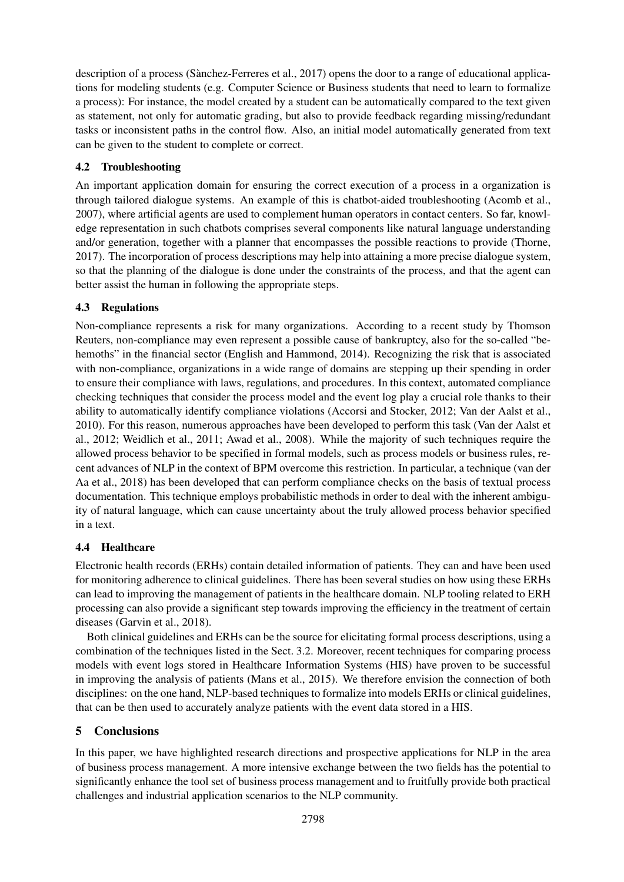description of a process (Sànchez-Ferreres et al., 2017) opens the door to a range of educational applications for modeling students (e.g. Computer Science or Business students that need to learn to formalize a process): For instance, the model created by a student can be automatically compared to the text given as statement, not only for automatic grading, but also to provide feedback regarding missing/redundant tasks or inconsistent paths in the control flow. Also, an initial model automatically generated from text can be given to the student to complete or correct.

### 4.2 Troubleshooting

An important application domain for ensuring the correct execution of a process in a organization is through tailored dialogue systems. An example of this is chatbot-aided troubleshooting (Acomb et al., 2007), where artificial agents are used to complement human operators in contact centers. So far, knowledge representation in such chatbots comprises several components like natural language understanding and/or generation, together with a planner that encompasses the possible reactions to provide (Thorne, 2017). The incorporation of process descriptions may help into attaining a more precise dialogue system, so that the planning of the dialogue is done under the constraints of the process, and that the agent can better assist the human in following the appropriate steps.

### 4.3 Regulations

Non-compliance represents a risk for many organizations. According to a recent study by Thomson Reuters, non-compliance may even represent a possible cause of bankruptcy, also for the so-called "behemoths" in the financial sector (English and Hammond, 2014). Recognizing the risk that is associated with non-compliance, organizations in a wide range of domains are stepping up their spending in order to ensure their compliance with laws, regulations, and procedures. In this context, automated compliance checking techniques that consider the process model and the event log play a crucial role thanks to their ability to automatically identify compliance violations (Accorsi and Stocker, 2012; Van der Aalst et al., 2010). For this reason, numerous approaches have been developed to perform this task (Van der Aalst et al., 2012; Weidlich et al., 2011; Awad et al., 2008). While the majority of such techniques require the allowed process behavior to be specified in formal models, such as process models or business rules, recent advances of NLP in the context of BPM overcome this restriction. In particular, a technique (van der Aa et al., 2018) has been developed that can perform compliance checks on the basis of textual process documentation. This technique employs probabilistic methods in order to deal with the inherent ambiguity of natural language, which can cause uncertainty about the truly allowed process behavior specified in a text.

### 4.4 Healthcare

Electronic health records (ERHs) contain detailed information of patients. They can and have been used for monitoring adherence to clinical guidelines. There has been several studies on how using these ERHs can lead to improving the management of patients in the healthcare domain. NLP tooling related to ERH processing can also provide a significant step towards improving the efficiency in the treatment of certain diseases (Garvin et al., 2018).

Both clinical guidelines and ERHs can be the source for elicitating formal process descriptions, using a combination of the techniques listed in the Sect. 3.2. Moreover, recent techniques for comparing process models with event logs stored in Healthcare Information Systems (HIS) have proven to be successful in improving the analysis of patients (Mans et al., 2015). We therefore envision the connection of both disciplines: on the one hand, NLP-based techniques to formalize into models ERHs or clinical guidelines, that can be then used to accurately analyze patients with the event data stored in a HIS.

## 5 Conclusions

In this paper, we have highlighted research directions and prospective applications for NLP in the area of business process management. A more intensive exchange between the two fields has the potential to significantly enhance the tool set of business process management and to fruitfully provide both practical challenges and industrial application scenarios to the NLP community.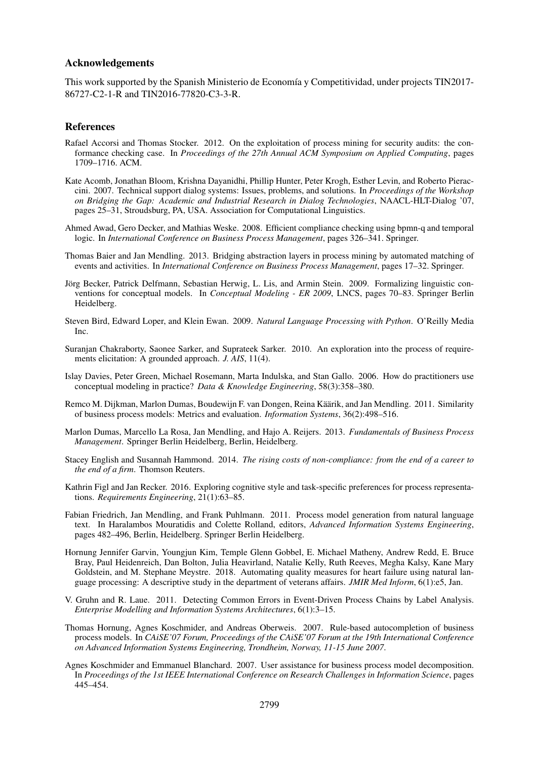## Acknowledgements

This work supported by the Spanish Ministerio de Economía y Competitividad, under projects TIN2017-86727-C2-1-R and TIN2016-77820-C3-3-R.

## References

Rafael Accorsi and Thomas Stocker. 2012. On the exploitation of process mining for security audits: the conformance checking case. In *Proceedings of the 27th Annual ACM Symposium on Applied Computing*, pages 1709–1716. ACM.

Kate Acomb, Jonathan Bloom, Krishna Dayanidhi, Phillip Hunter, Peter Krogh, Esther Levin, and Roberto Pieraccini. 2007. Technical support dialog systems: Issues, problems, and solutions. In *Proceedings of the Workshop on Bridging the Gap: Academic and Industrial Research in Dialog Technologies*, NAACL-HLT-Dialog '07, pages 25–31, Stroudsburg, PA, USA. Association for Computational Linguistics.

Ahmed Awad, Gero Decker, and Mathias Weske. 2008. Efficient compliance checking using bpmn-q and temporal logic. In *International Conference on Business Process Management*, pages 326–341. Springer.

Thomas Baier and Jan Mendling. 2013. Bridging abstraction layers in process mining by automated matching of events and activities. In *International Conference on Business Process Management*, pages 17–32. Springer.

Jörg Becker, Patrick Delfmann, Sebastian Herwig, L. Lis, and Armin Stein. 2009. Formalizing linguistic conventions for conceptual models. In *Conceptual Modeling - ER 2009*, LNCS, pages 70–83. Springer Berlin Heidelberg.

Steven Bird, Edward Loper, and Klein Ewan. 2009. *Natural Language Processing with Python*. O'Reilly Media Inc.

Suranjan Chakraborty, Saonee Sarker, and Suprateek Sarker. 2010. An exploration into the process of requirements elicitation: A grounded approach. *J. AIS*, 11(4).

Islay Davies, Peter Green, Michael Rosemann, Marta Indulska, and Stan Gallo. 2006. How do practitioners use conceptual modeling in practice? *Data & Knowledge Engineering*, 58(3):358–380.

Remco M. Dijkman, Marlon Dumas, Boudewijn F. van Dongen, Reina Käärik, and Jan Mendling. 2011. Similarity of business process models: Metrics and evaluation. *Information Systems*, 36(2):498–516.

Marlon Dumas, Marcello La Rosa, Jan Mendling, and Hajo A. Reijers. 2013. *Fundamentals of Business Process Management*. Springer Berlin Heidelberg, Berlin, Heidelberg.

Stacey English and Susannah Hammond. 2014. *The rising costs of non-compliance: from the end of a career to the end of a firm*. Thomson Reuters.

Kathrin Figl and Jan Recker. 2016. Exploring cognitive style and task-specific preferences for process representations. *Requirements Engineering*, 21(1):63–85.

Fabian Friedrich, Jan Mendling, and Frank Puhlmann. 2011. Process model generation from natural language text. In Haralambos Mouratidis and Colette Rolland, editors, *Advanced Information Systems Engineering*, pages 482–496, Berlin, Heidelberg. Springer Berlin Heidelberg.

Hornung Jennifer Garvin, Youngjun Kim, Temple Glenn Gobbel, E. Michael Matheny, Andrew Redd, E. Bruce Bray, Paul Heidenreich, Dan Bolton, Julia Heavirland, Natalie Kelly, Ruth Reeves, Megha Kalsy, Kane Mary Goldstein, and M. Stephane Meystre. 2018. Automating quality measures for heart failure using natural language processing: A descriptive study in the department of veterans affairs. *JMIR Med Inform*, 6(1):e5, Jan.

V. Gruhn and R. Laue. 2011. Detecting Common Errors in Event-Driven Process Chains by Label Analysis. *Enterprise Modelling and Information Systems Architectures*, 6(1):3–15.

Thomas Hornung, Agnes Koschmider, and Andreas Oberweis. 2007. Rule-based autocompletion of business process models. In *CAiSE'07 Forum, Proceedings of the CAiSE'07 Forum at the 19th International Conference on Advanced Information Systems Engineering, Trondheim, Norway, 11-15 June 2007*.

Agnes Koschmider and Emmanuel Blanchard. 2007. User assistance for business process model decomposition. In *Proceedings of the 1st IEEE International Conference on Research Challenges in Information Science*, pages 445–454.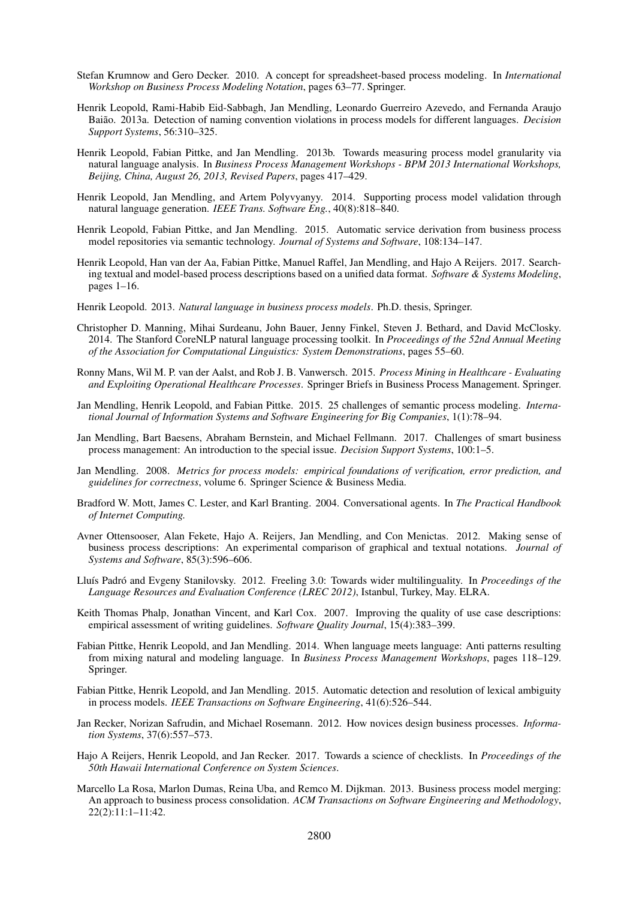Stefan Krumnow and Gero Decker. 2010. A concept for spreadsheet-based process modeling. In *International Workshop on Business Process Modeling Notation*, pages 63–77. Springer.

Henrik Leopold, Rami-Habib Eid-Sabbagh, Jan Mendling, Leonardo Guerreiro Azevedo, and Fernanda Araujo Baião. 2013a. Detection of naming convention violations in process models for different languages. *Decision Support Systems*, 56:310–325.

Henrik Leopold, Fabian Pittke, and Jan Mendling. 2013b. Towards measuring process model granularity via natural language analysis. In *Business Process Management Workshops - BPM 2013 International Workshops, Beijing, China, August 26, 2013, Revised Papers*, pages 417–429.

Henrik Leopold, Jan Mendling, and Artem Polyvyanyy. 2014. Supporting process model validation through natural language generation. *IEEE Trans. Software Eng.*, 40(8):818–840.

Henrik Leopold, Fabian Pittke, and Jan Mendling. 2015. Automatic service derivation from business process model repositories via semantic technology. *Journal of Systems and Software*, 108:134–147.

Henrik Leopold, Han van der Aa, Fabian Pittke, Manuel Raffel, Jan Mendling, and Hajo A Reijers. 2017. Searching textual and model-based process descriptions based on a unified data format. *Software & Systems Modeling*, pages 1–16.

Henrik Leopold. 2013. *Natural language in business process models*. Ph.D. thesis, Springer.

Christopher D. Manning, Mihai Surdeanu, John Bauer, Jenny Finkel, Steven J. Bethard, and David McClosky. 2014. The Stanford CoreNLP natural language processing toolkit. In *Proceedings of the 52nd Annual Meeting of the Association for Computational Linguistics: System Demonstrations*, pages 55–60.

Ronny Mans, Wil M. P. van der Aalst, and Rob J. B. Vanwersch. 2015. *Process Mining in Healthcare - Evaluating and Exploiting Operational Healthcare Processes*. Springer Briefs in Business Process Management. Springer.

Jan Mendling, Henrik Leopold, and Fabian Pittke. 2015. 25 challenges of semantic process modeling. *International Journal of Information Systems and Software Engineering for Big Companies*, 1(1):78–94.

Jan Mendling, Bart Baesens, Abraham Bernstein, and Michael Fellmann. 2017. Challenges of smart business process management: An introduction to the special issue. *Decision Support Systems*, 100:1–5.

Jan Mendling. 2008. *Metrics for process models: empirical foundations of verification, error prediction, and guidelines for correctness*, volume 6. Springer Science & Business Media.

Bradford W. Mott, James C. Lester, and Karl Branting. 2004. Conversational agents. In *The Practical Handbook of Internet Computing.*

Avner Ottensooser, Alan Fekete, Hajo A. Reijers, Jan Mendling, and Con Menictas. 2012. Making sense of business process descriptions: An experimental comparison of graphical and textual notations. *Journal of Systems and Software*, 85(3):596–606.

Lluís Padró and Evgeny Stanilovsky. 2012. Freeling 3.0: Towards wider multilinguality. In *Proceedings of the Language Resources and Evaluation Conference (LREC 2012)*, Istanbul, Turkey, May. ELRA.

Keith Thomas Phalp, Jonathan Vincent, and Karl Cox. 2007. Improving the quality of use case descriptions: empirical assessment of writing guidelines. *Software Quality Journal*, 15(4):383–399.

Fabian Pittke, Henrik Leopold, and Jan Mendling. 2014. When language meets language: Anti patterns resulting from mixing natural and modeling language. In *Business Process Management Workshops*, pages 118–129. Springer.

Fabian Pittke, Henrik Leopold, and Jan Mendling. 2015. Automatic detection and resolution of lexical ambiguity in process models. *IEEE Transactions on Software Engineering*, 41(6):526–544.

Jan Recker, Norizan Safrudin, and Michael Rosemann. 2012. How novices design business processes. *Information Systems*, 37(6):557–573.

Hajo A Reijers, Henrik Leopold, and Jan Recker. 2017. Towards a science of checklists. In *Proceedings of the 50th Hawaii International Conference on System Sciences*.

Marcello La Rosa, Marlon Dumas, Reina Uba, and Remco M. Dijkman. 2013. Business process model merging: An approach to business process consolidation. *ACM Transactions on Software Engineering and Methodology*, 22(2):11:1–11:42.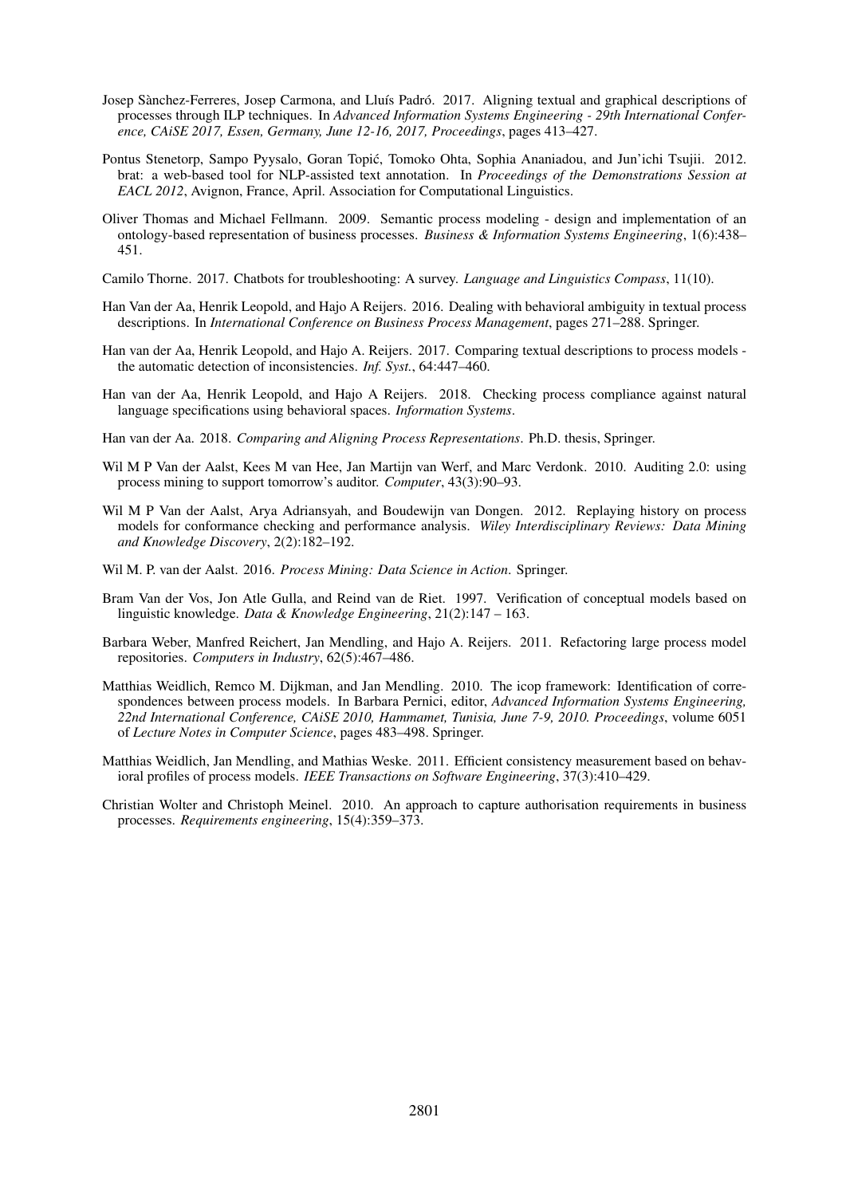Josep Sànchez-Ferreres, Josep Carmona, and Lluís Padró. 2017. Aligning textual and graphical descriptions of processes through ILP techniques. In *Advanced Information Systems Engineering - 29th International Conference, CAiSE 2017, Essen, Germany, June 12-16, 2017, Proceedings*, pages 413–427.

Pontus Stenetorp, Sampo Pyysalo, Goran Topić, Tomoko Ohta, Sophia Ananiadou, and Jun'ichi Tsujii. 2012. brat: a web-based tool for NLP-assisted text annotation. In *Proceedings of the Demonstrations Session at EACL 2012*, Avignon, France, April. Association for Computational Linguistics.

Oliver Thomas and Michael Fellmann. 2009. Semantic process modeling - design and implementation of an ontology-based representation of business processes. *Business & Information Systems Engineering*, 1(6):438–451.

Camilo Thorne. 2017. Chatbots for troubleshooting: A survey. *Language and Linguistics Compass*, 11(10).

Han Van der Aa, Henrik Leopold, and Hajo A Reijers. 2016. Dealing with behavioral ambiguity in textual process descriptions. In *International Conference on Business Process Management*, pages 271–288. Springer.

Han van der Aa, Henrik Leopold, and Hajo A. Reijers. 2017. Comparing textual descriptions to process models - the automatic detection of inconsistencies. *Inf. Syst.*, 64:447–460.

Han van der Aa, Henrik Leopold, and Hajo A Reijers. 2018. Checking process compliance against natural language specifications using behavioral spaces. *Information Systems*.

Han van der Aa. 2018. *Comparing and Aligning Process Representations*. Ph.D. thesis, Springer.

Wil M P Van der Aalst, Kees M van Hee, Jan Martijn van Werf, and Marc Verdonk. 2010. Auditing 2.0: using process mining to support tomorrow's auditor. *Computer*, 43(3):90–93.

Wil M P Van der Aalst, Arya Adriansyah, and Boudewijn van Dongen. 2012. Replaying history on process models for conformance checking and performance analysis. *Wiley Interdisciplinary Reviews: Data Mining and Knowledge Discovery*, 2(2):182–192.

Wil M. P. van der Aalst. 2016. *Process Mining: Data Science in Action*. Springer.

Bram Van der Vos, Jon Atle Gulla, and Reind van de Riet. 1997. Verification of conceptual models based on linguistic knowledge. *Data & Knowledge Engineering*, 21(2):147 – 163.

Barbara Weber, Manfred Reichert, Jan Mendling, and Hajo A. Reijers. 2011. Refactoring large process model repositories. *Computers in Industry*, 62(5):467–486.

Matthias Weidlich, Remco M. Dijkman, and Jan Mendling. 2010. The icop framework: Identification of correspondences between process models. In Barbara Pernici, editor, *Advanced Information Systems Engineering, 22nd International Conference, CAiSE 2010, Hammamet, Tunisia, June 7-9, 2010. Proceedings*, volume 6051 of *Lecture Notes in Computer Science*, pages 483–498. Springer.

Matthias Weidlich, Jan Mendling, and Mathias Weske. 2011. Efficient consistency measurement based on behavioral profiles of process models. *IEEE Transactions on Software Engineering*, 37(3):410–429.

Christian Wolter and Christoph Meinel. 2010. An approach to capture authorisation requirements in business processes. *Requirements engineering*, 15(4):359–373.